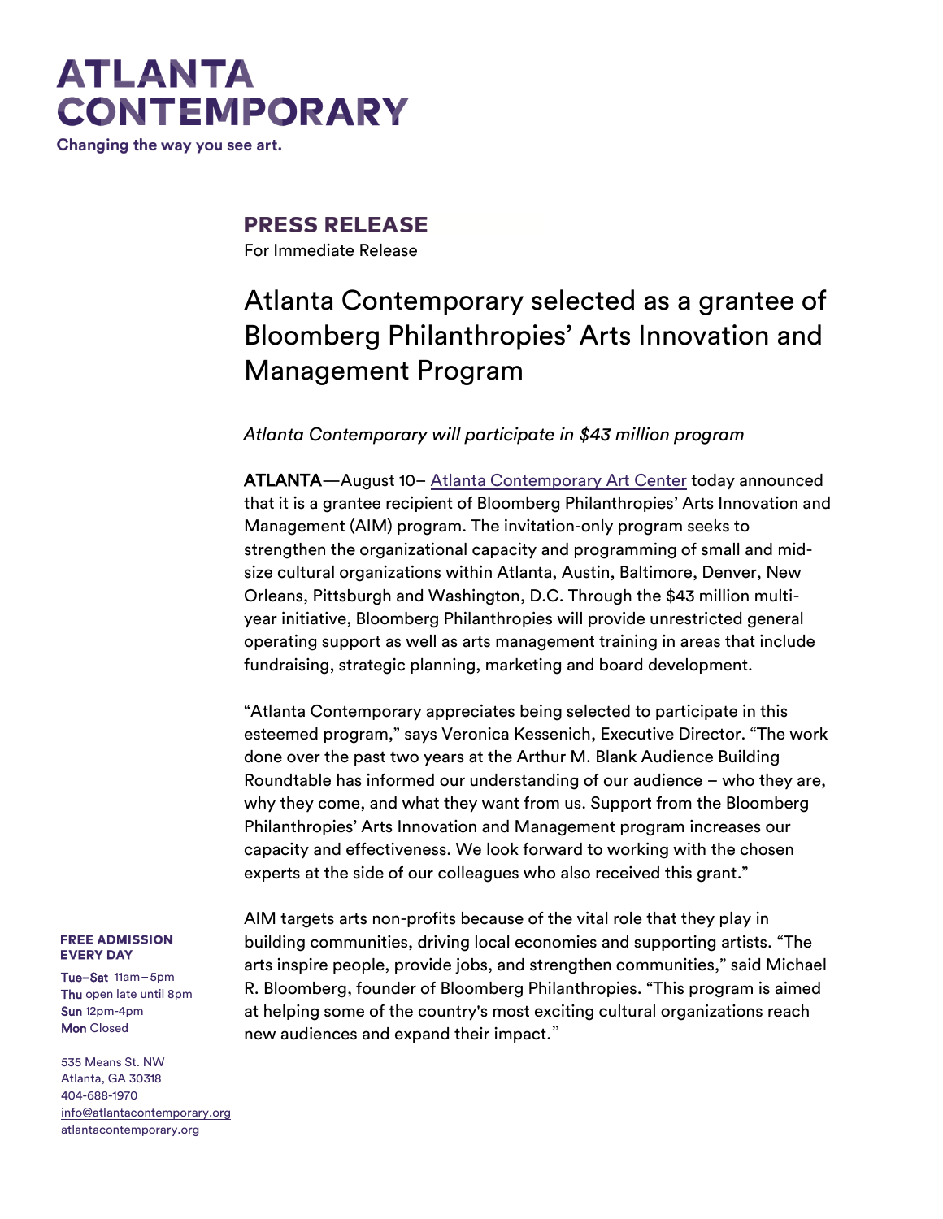# ATLANTA CONTEMPORARY

Changing the way you see art.

## PRESS RELEASE

For Immediate Release

# Atlanta Contemporary selected as a grantee of Bloomberg Philanthropies' Arts Innovation and Management Program

*Atlanta Contemporary will participate in $43 million program*

**ATLANTA**—August 10– Atlanta Contemporary Art Center today announced that it is a grantee recipient of Bloomberg Philanthropies' Arts Innovation and Management (AIM) program. The invitation-only program seeks to strengthen the organizational capacity and programming of small and mid-size cultural organizations within Atlanta, Austin, Baltimore, Denver, New Orleans, Pittsburgh and Washington, D.C. Through the $43 million multi-year initiative, Bloomberg Philanthropies will provide unrestricted general operating support as well as arts management training in areas that include fundraising, strategic planning, marketing and board development.

"Atlanta Contemporary appreciates being selected to participate in this esteemed program," says Veronica Kessenich, Executive Director. "The work done over the past two years at the Arthur M. Blank Audience Building Roundtable has informed our understanding of our audience – who they are, why they come, and what they want from us. Support from the Bloomberg Philanthropies' Arts Innovation and Management program increases our capacity and effectiveness. We look forward to working with the chosen experts at the side of our colleagues who also received this grant."

AIM targets arts non-profits because of the vital role that they play in building communities, driving local economies and supporting artists. "The arts inspire people, provide jobs, and strengthen communities," said Michael R. Bloomberg, founder of Bloomberg Philanthropies. "This program is aimed at helping some of the country's most exciting cultural organizations reach new audiences and expand their impact."

**FREE ADMISSION EVERY DAY**

**Tue–Sat** 11am–5pm
**Thu** open late until 8pm
**Sun** 12pm-4pm
**Mon** Closed

535 Means St. NW
Atlanta, GA 30318
404-688-1970
info@atlantacontemporary.org
atlantacontemporary.org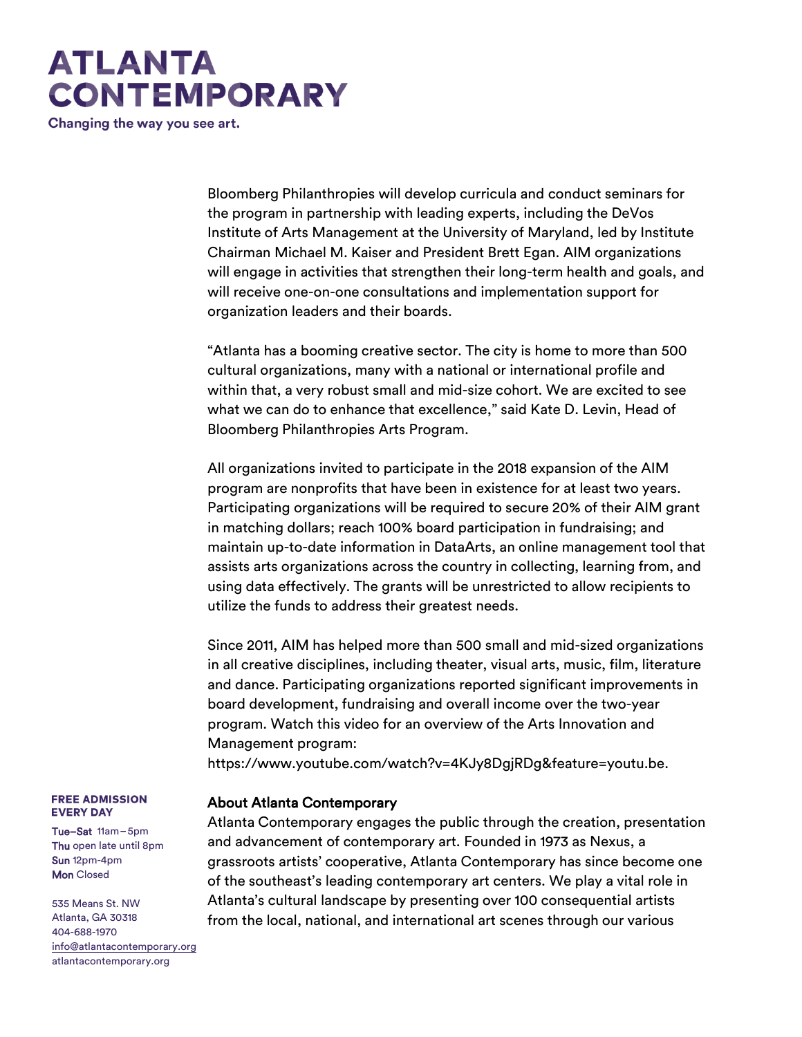Bloomberg Philanthropies will develop curricula and conduct seminars for the program in partnership with leading experts, including the DeVos Institute of Arts Management at the University of Maryland, led by Institute Chairman Michael M. Kaiser and President Brett Egan. AIM organizations will engage in activities that strengthen their long-term health and goals, and will receive one-on-one consultations and implementation support for organization leaders and their boards.

"Atlanta has a booming creative sector. The city is home to more than 500 cultural organizations, many with a national or international profile and within that, a very robust small and mid-size cohort. We are excited to see what we can do to enhance that excellence," said Kate D. Levin, Head of Bloomberg Philanthropies Arts Program.

All organizations invited to participate in the 2018 expansion of the AIM program are nonprofits that have been in existence for at least two years. Participating organizations will be required to secure 20% of their AIM grant in matching dollars; reach 100% board participation in fundraising; and maintain up-to-date information in DataArts, an online management tool that assists arts organizations across the country in collecting, learning from, and using data effectively. The grants will be unrestricted to allow recipients to utilize the funds to address their greatest needs.

Since 2011, AIM has helped more than 500 small and mid-sized organizations in all creative disciplines, including theater, visual arts, music, film, literature and dance. Participating organizations reported significant improvements in board development, fundraising and overall income over the two-year program. Watch this video for an overview of the Arts Innovation and Management program: https://www.youtube.com/watch?v=4KJy8DgjRDg&feature=youtu.be.

## About Atlanta Contemporary

Atlanta Contemporary engages the public through the creation, presentation and advancement of contemporary art. Founded in 1973 as Nexus, a grassroots artists' cooperative, Atlanta Contemporary has since become one of the southeast's leading contemporary art centers. We play a vital role in Atlanta's cultural landscape by presenting over 100 consequential artists from the local, national, and international art scenes through our various

**FREE ADMISSION EVERY DAY**

**Tue–Sat** 11am–5pm
**Thu** open late until 8pm
**Sun** 12pm-4pm
**Mon** Closed

535 Means St. NW
Atlanta, GA 30318
404-688-1970
info@atlantacontemporary.org
atlantacontemporary.org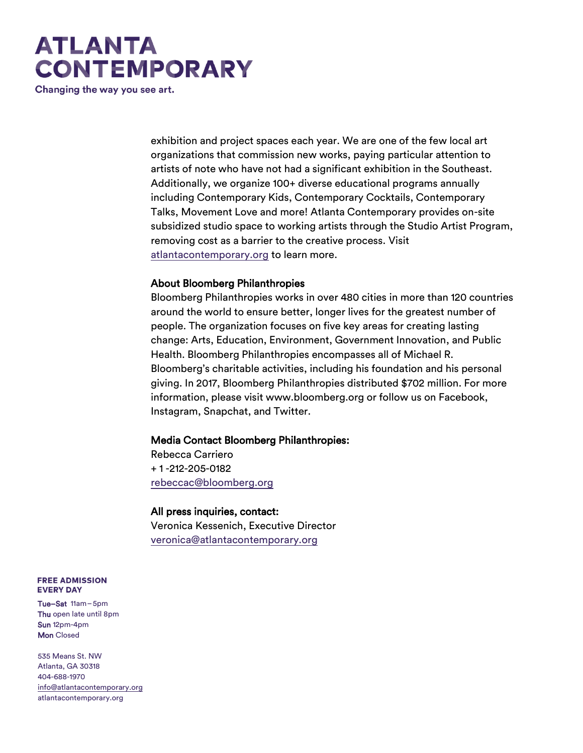exhibition and project spaces each year. We are one of the few local art organizations that commission new works, paying particular attention to artists of note who have not had a significant exhibition in the Southeast. Additionally, we organize 100+ diverse educational programs annually including Contemporary Kids, Contemporary Cocktails, Contemporary Talks, Movement Love and more! Atlanta Contemporary provides on-site subsidized studio space to working artists through the Studio Artist Program, removing cost as a barrier to the creative process. Visit atlantacontemporary.org to learn more.

**About Bloomberg Philanthropies**

Bloomberg Philanthropies works in over 480 cities in more than 120 countries around the world to ensure better, longer lives for the greatest number of people. The organization focuses on five key areas for creating lasting change: Arts, Education, Environment, Government Innovation, and Public Health. Bloomberg Philanthropies encompasses all of Michael R. Bloomberg's charitable activities, including his foundation and his personal giving. In 2017, Bloomberg Philanthropies distributed $702 million. For more information, please visit www.bloomberg.org or follow us on Facebook, Instagram, Snapchat, and Twitter.

**Media Contact Bloomberg Philanthropies:**

Rebecca Carriero
+ 1 -212-205-0182
rebeccac@bloomberg.org

**All press inquiries, contact:**

Veronica Kessenich, Executive Director
veronica@atlantacontemporary.org

**FREE ADMISSION EVERY DAY**

**Tue–Sat** 11am – 5pm
**Thu** open late until 8pm
**Sun** 12pm-4pm
**Mon** Closed

535 Means St. NW
Atlanta, GA 30318
404-688-1970
info@atlantacontemporary.org
atlantacontemporary.org